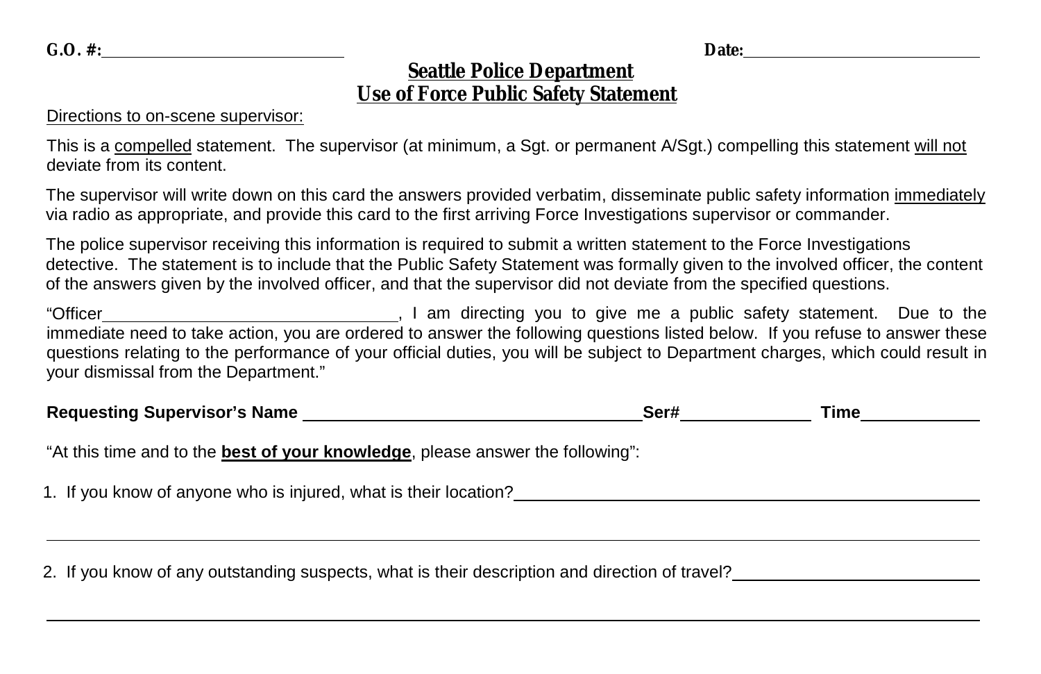**G.O. #:**\_\_\_\_\_\_\_\_\_\_\_\_\_\_\_\_\_\_\_\_\_\_\_\_\_\_\_\_ **Date:**\_\_\_\_\_\_\_\_\_\_\_\_\_\_\_\_\_\_\_\_\_\_\_\_\_\_\_\_

# Seattle Police Department
## Use of Force Public Safety Statement

Directions to on-scene supervisor:

This is a compelled statement. The supervisor (at minimum, a Sgt. or permanent A/Sgt.) compelling this statement will not deviate from its content.

The supervisor will write down on this card the answers provided verbatim, disseminate public safety information immediately via radio as appropriate, and provide this card to the first arriving Force Investigations supervisor or commander.

The police supervisor receiving this information is required to submit a written statement to the Force Investigations detective. The statement is to include that the Public Safety Statement was formally given to the involved officer, the content of the answers given by the involved officer, and that the supervisor did not deviate from the specified questions.

"Officer\_\_\_\_\_\_\_\_\_\_\_\_\_\_\_\_\_\_\_\_\_\_\_\_\_\_\_\_\_\_\_\_, I am directing you to give me a public safety statement. Due to the immediate need to take action, you are ordered to answer the following questions listed below. If you refuse to answer these questions relating to the performance of your official duties, you will be subject to Department charges, which could result in your dismissal from the Department."

**Requesting Supervisor's Name** \_\_\_\_\_\_\_\_\_\_\_\_\_\_\_\_\_\_\_\_\_\_\_\_\_\_\_\_\_\_\_\_\_\_\_\_\_ **Ser#**\_\_\_\_\_\_\_\_\_\_\_\_\_\_ **Time**\_\_\_\_\_\_\_\_\_\_\_\_\_

"At this time and to the **best of your knowledge**, please answer the following":

1. If you know of anyone who is injured, what is their location?\_\_\_\_\_\_\_\_\_\_\_\_\_\_\_\_\_\_\_\_\_\_\_\_\_\_\_\_\_\_\_\_\_\_\_\_\_\_\_\_\_\_\_\_\_\_\_\_

\_\_\_\_\_\_\_\_\_\_\_\_\_\_\_\_\_\_\_\_\_\_\_\_\_\_\_\_\_\_\_\_\_\_\_\_\_\_\_\_\_\_\_\_\_\_\_\_\_\_\_\_\_\_\_\_\_\_\_\_\_\_\_\_\_\_\_\_\_\_\_\_\_\_\_\_\_\_\_\_\_\_\_\_\_\_\_\_\_\_\_\_\_\_\_\_\_\_\_\_\_\_\_\_\_\_\_\_\_\_

2. If you know of any outstanding suspects, what is their description and direction of travel?\_\_\_\_\_\_\_\_\_\_\_\_\_\_\_\_\_\_\_\_\_\_\_\_\_\_\_\_

\_\_\_\_\_\_\_\_\_\_\_\_\_\_\_\_\_\_\_\_\_\_\_\_\_\_\_\_\_\_\_\_\_\_\_\_\_\_\_\_\_\_\_\_\_\_\_\_\_\_\_\_\_\_\_\_\_\_\_\_\_\_\_\_\_\_\_\_\_\_\_\_\_\_\_\_\_\_\_\_\_\_\_\_\_\_\_\_\_\_\_\_\_\_\_\_\_\_\_\_\_\_\_\_\_\_\_\_\_\_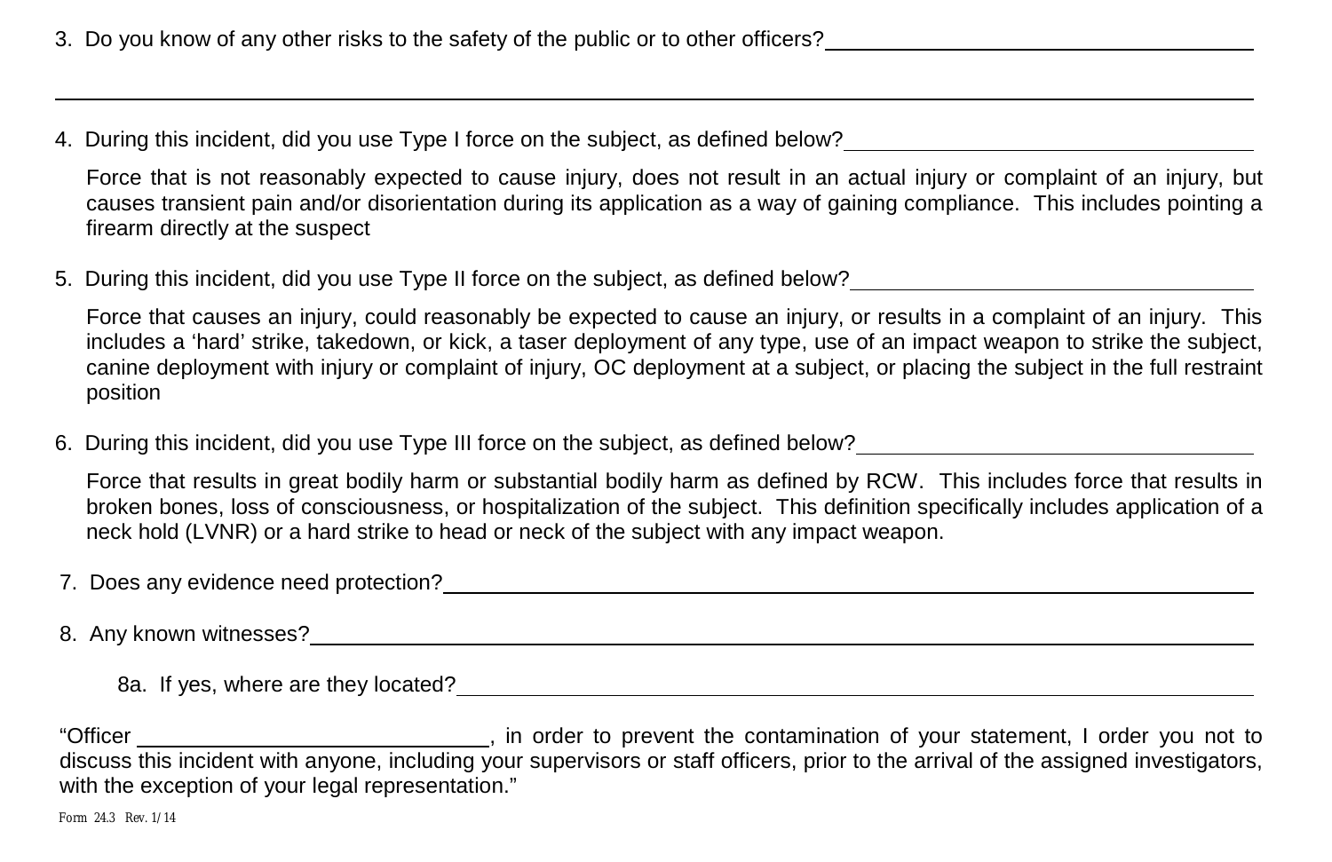3. Do you know of any other risks to the safety of the public or to other officers? ______________________________

______________________________________________________________________________

4. During this incident, did you use Type I force on the subject, as defined below? ______________________________

   Force that is not reasonably expected to cause injury, does not result in an actual injury or complaint of an injury, but causes transient pain and/or disorientation during its application as a way of gaining compliance. This includes pointing a firearm directly at the suspect

5. During this incident, did you use Type II force on the subject, as defined below? ______________________________

   Force that causes an injury, could reasonably be expected to cause an injury, or results in a complaint of an injury. This includes a 'hard' strike, takedown, or kick, a taser deployment of any type, use of an impact weapon to strike the subject, canine deployment with injury or complaint of injury, OC deployment at a subject, or placing the subject in the full restraint position

6. During this incident, did you use Type III force on the subject, as defined below? ______________________________

   Force that results in great bodily harm or substantial bodily harm as defined by RCW. This includes force that results in broken bones, loss of consciousness, or hospitalization of the subject. This definition specifically includes application of a neck hold (LVNR) or a hard strike to head or neck of the subject with any impact weapon.

7. Does any evidence need protection? ______________________________

8. Any known witnesses? ______________________________

   8a. If yes, where are they located? ______________________________

"Officer ______________________________, in order to prevent the contamination of your statement, I order you not to discuss this incident with anyone, including your supervisors or staff officers, prior to the arrival of the assigned investigators, with the exception of your legal representation."

Form 24.3 Rev. 1/14